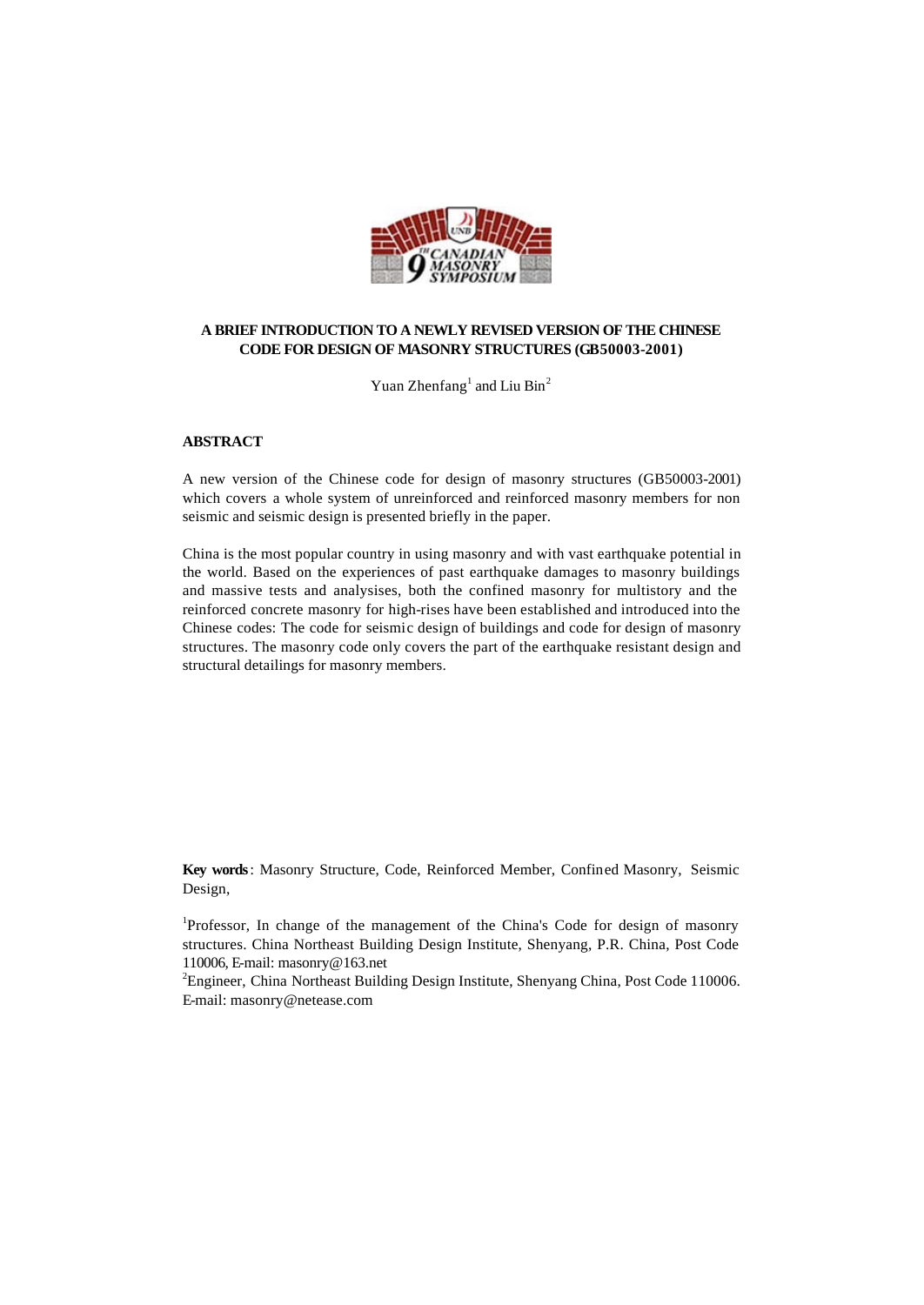# A BRIEF INTRODUCTION TO A NEWLY REVISED VERSION OF THE CHINESE CODE FOR DESIGN OF MASONRY STRUCTURES (GB50003-2001)

Yuan Zhenfang[1] and Liu Bin[2]

## ABSTRACT

A new version of the Chinese code for design of masonry structures (GB50003-2001) which covers a whole system of unreinforced and reinforced masonry members for non seismic and seismic design is presented briefly in the paper.

China is the most popular country in using masonry and with vast earthquake potential in the world. Based on the experiences of past earthquake damages to masonry buildings and massive tests and analysises, both the confined masonry for multistory and the reinforced concrete masonry for high-rises have been established and introduced into the Chinese codes: The code for seismic design of buildings and code for design of masonry structures. The masonry code only covers the part of the earthquake resistant design and structural detailings for masonry members.

**Key words**: Masonry Structure, Code, Reinforced Member, Confined Masonry, Seismic Design,

[1]Professor, In change of the management of the China's Code for design of masonry structures. China Northeast Building Design Institute, Shenyang, P.R. China, Post Code 110006, E-mail: masonry@163.net

[2]Engineer, China Northeast Building Design Institute, Shenyang China, Post Code 110006. E-mail: masonry@netease.com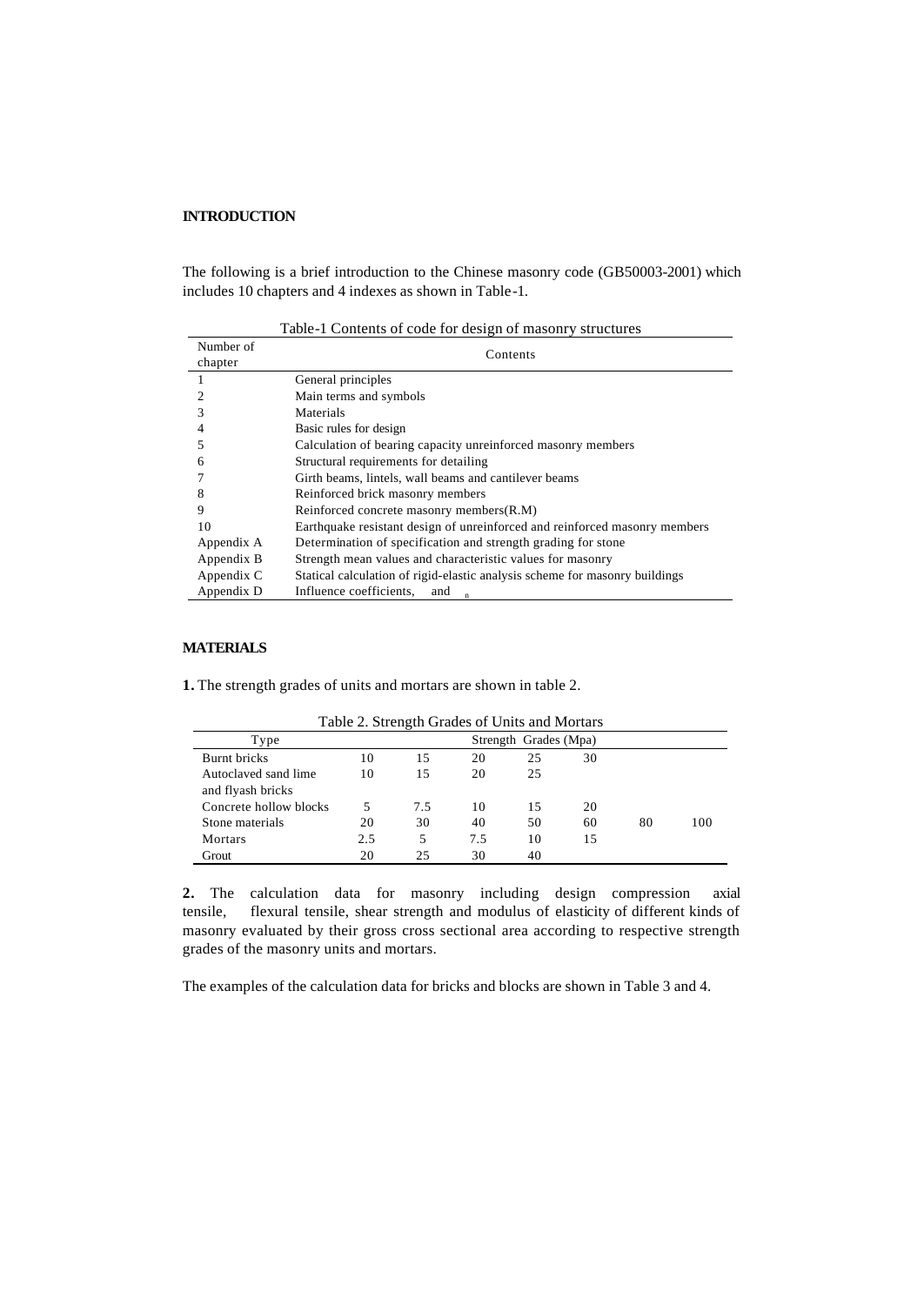## INTRODUCTION

The following is a brief introduction to the Chinese masonry code (GB50003-2001) which includes 10 chapters and 4 indexes as shown in Table-1.

Table-1 Contents of code for design of masonry structures

| Number of chapter | Contents |
|---|---|
| 1 | General principles |
| 2 | Main terms and symbols |
| 3 | Materials |
| 4 | Basic rules for design |
| 5 | Calculation of bearing capacity unreinforced masonry members |
| 6 | Structural requirements for detailing |
| 7 | Girth beams, lintels, wall beams and cantilever beams |
| 8 | Reinforced brick masonry members |
| 9 | Reinforced concrete masonry members(R.M) |
| 10 | Earthquake resistant design of unreinforced and reinforced masonry members |
| Appendix A | Determination of specification and strength grading for stone |
| Appendix B | Strength mean values and characteristic values for masonry |
| Appendix C | Statical calculation of rigid-elastic analysis scheme for masonry buildings |
| Appendix D | Influence coefficients, and $_n$ |

## MATERIALS

**1.** The strength grades of units and mortars are shown in table 2.

Table 2. Strength Grades of Units and Mortars

| Type | Strength Grades (Mpa) | | | | | | |
|---|---|---|---|---|---|---|---|
| Burnt bricks | 10 | 15 | 20 | 25 | 30 | | |
| Autoclaved sand lime and flyash bricks | 10 | 15 | 20 | 25 | | | |
| Concrete hollow blocks | 5 | 7.5 | 10 | 15 | 20 | | |
| Stone materials | 20 | 30 | 40 | 50 | 60 | 80 | 100 |
| Mortars | 2.5 | 5 | 7.5 | 10 | 15 | | |
| Grout | 20 | 25 | 30 | 40 | | | |

**2.** The calculation data for masonry including design compression axial tensile, flexural tensile, shear strength and modulus of elasticity of different kinds of masonry evaluated by their gross cross sectional area according to respective strength grades of the masonry units and mortars.

The examples of the calculation data for bricks and blocks are shown in Table 3 and 4.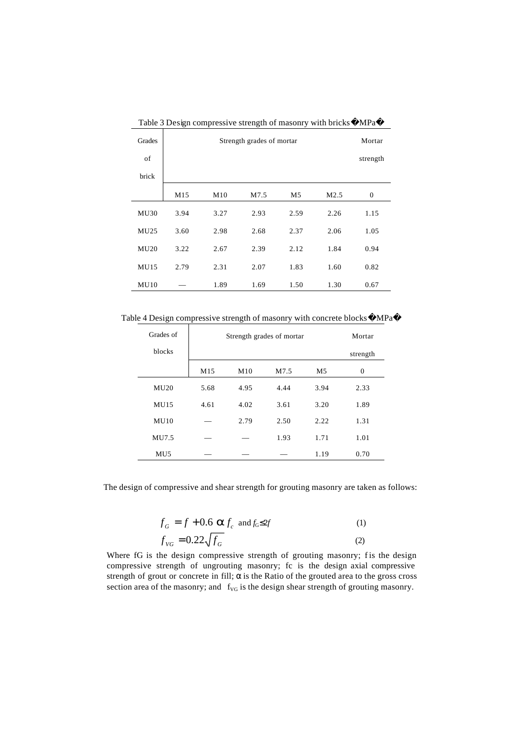Table 3 Design compressive strength of masonry with bricks（MPa）

| Grades of brick | Strength grades of mortar | | | | | Mortar strength |
|---|---|---|---|---|---|---|
| | M15 | M10 | M7.5 | M5 | M2.5 | 0 |
| MU30 | 3.94 | 3.27 | 2.93 | 2.59 | 2.26 | 1.15 |
| MU25 | 3.60 | 2.98 | 2.68 | 2.37 | 2.06 | 1.05 |
| MU20 | 3.22 | 2.67 | 2.39 | 2.12 | 1.84 | 0.94 |
| MU15 | 2.79 | 2.31 | 2.07 | 1.83 | 1.60 | 0.82 |
| MU10 | — | 1.89 | 1.69 | 1.50 | 1.30 | 0.67 |

Table 4 Design compressive strength of masonry with concrete blocks（MPa）

| Grades of blocks | Strength grades of mortar | | | | Mortar strength |
|---|---|---|---|---|---|
| | M15 | M10 | M7.5 | M5 | 0 |
| MU20 | 5.68 | 4.95 | 4.44 | 3.94 | 2.33 |
| MU15 | 4.61 | 4.02 | 3.61 | 3.20 | 1.89 |
| MU10 | — | 2.79 | 2.50 | 2.22 | 1.31 |
| MU7.5 | — | — | 1.93 | 1.71 | 1.01 |
| MU5 | — | — | — | 1.19 | 0.70 |

The design of compressive and shear strength for grouting masonry are taken as follows:

$$f_G = f + 0.6\,\alpha\, f_c \quad \text{and } f_G \le 2f \tag{1}$$

$$f_{VG} = 0.22\sqrt{f_G} \tag{2}$$

Where $f_G$ is the design compressive strength of grouting masonry; $f$ is the design compressive strength of ungrouting masonry; $f_c$ is the design axial compressive strength of grout or concrete in fill; $\alpha$ is the Ratio of the grouted area to the gross cross section area of the masonry; and $f_{VG}$ is the design shear strength of grouting masonry.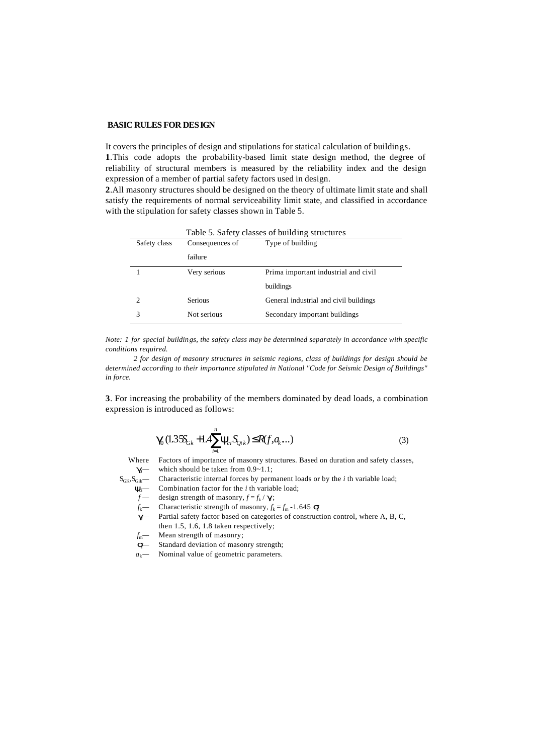## BASIC RULES FOR DESIGN

It covers the principles of design and stipulations for statical calculation of buildings.

**1**.This code adopts the probability-based limit state design method, the degree of reliability of structural members is measured by the reliability index and the design expression of a member of partial safety factors used in design.

**2**.All masonry structures should be designed on the theory of ultimate limit state and shall satisfy the requirements of normal serviceability limit state, and classified in accordance with the stipulation for safety classes shown in Table 5.

Table 5. Safety classes of building structures

| Safety class | Consequences of failure | Type of building |
|---|---|---|
| 1 | Very serious | Prima important industrial and civil buildings |
| 2 | Serious | General industrial and civil buildings |
| 3 | Not serious | Secondary important buildings |

*Note: 1 for special buildings, the safety class may be determined separately in accordance with specific conditions required.*

*2 for design of masonry structures in seismic regions, class of buildings for design should be determined according to their importance stipulated in National "Code for Seismic Design of Buildings" in force.*

**3**. For increasing the probability of the members dominated by dead loads, a combination expression is introduced as follows:

$$\gamma_0 (1.35 S_{Gk} + 1.4 \sum_{i=1}^{n} \psi_{ci} S_{Qik}) \leq R(f, a_k \ldots) \tag{3}$$

Where

$\gamma_0$ — Factors of importance of masonry structures. Based on duration and safety classes, which should be taken from 0.9~1.1;

$S_{GK}, S_{Gik}$ — Characteristic internal forces by permanent loads or by the *i* th variable load;

$\psi_{ci}$ — Combination factor for the *i* th variable load;

$f$ — design strength of masonry, $f = f_k / \gamma_f$;

$f_k$ — Characteristic strength of masonry, $f_k = f_m - 1.645\ \sigma_f$

$\gamma_f$ — Partial safety factor based on categories of construction control, where A, B, C, then 1.5, 1.6, 1.8 taken respectively;

$f_m$ — Mean strength of masonry;

$\sigma_f$ — Standard deviation of masonry strength;

$a_k$ — Nominal value of geometric parameters.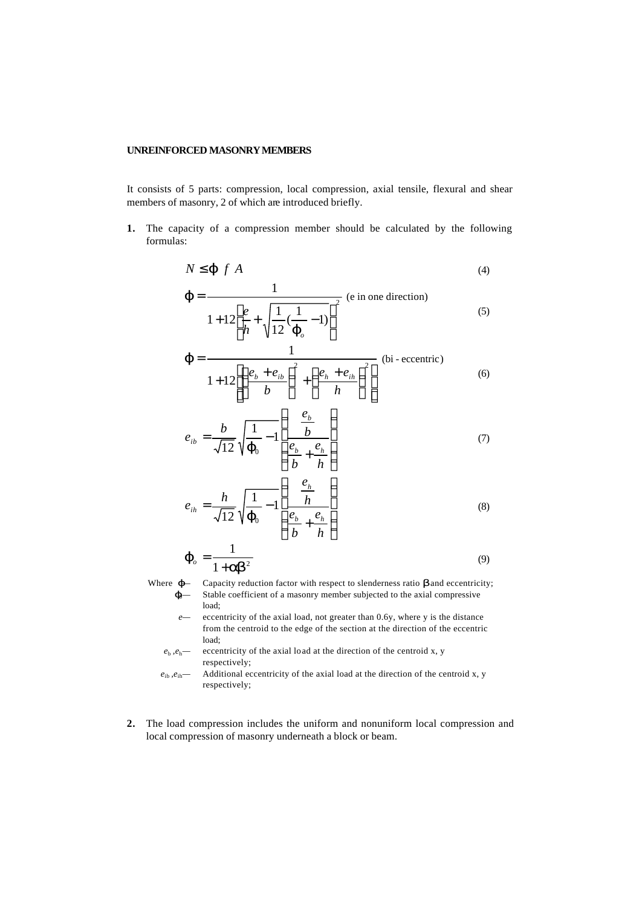**UNREINFORCED MASONRY MEMBERS**

It consists of 5 parts: compression, local compression, axial tensile, flexural and shear members of masonry, 2 of which are introduced briefly.

1. The capacity of a compression member should be calculated by the following formulas:

$$N \leq \varphi\ f\ A \tag{4}$$

$$\varphi = \frac{1}{1 + 12\left[\frac{e}{h} + \sqrt{\frac{1}{12}\left(\frac{1}{\varphi_o} - 1\right)}\right]^2} \quad \text{(e in one direction)} \tag{5}$$

$$\varphi = \frac{1}{1 + 12\left[\left(\frac{e_b + e_{ib}}{b}\right)^2 + \left(\frac{e_h + e_{ih}}{h}\right)^2\right]} \quad \text{(bi - eccentric)} \tag{6}$$

$$e_{ib} = \frac{b}{\sqrt{12}}\sqrt{\frac{1}{\varphi_0} - 1}\left(\frac{\frac{e_b}{b}}{\frac{e_b}{b} + \frac{e_h}{h}}\right) \tag{7}$$

$$e_{ih} = \frac{h}{\sqrt{12}}\sqrt{\frac{1}{\varphi_0} - 1}\left(\frac{\frac{e_h}{h}}{\frac{e_b}{b} + \frac{e_h}{h}}\right) \tag{8}$$

$$\varphi_o = \frac{1}{1 + \alpha\beta^2} \tag{9}$$

Where
- $\varphi$ — Capacity reduction factor with respect to slenderness ratio $\beta$ and eccentricity;
- $\varphi_0$ — Stable coefficient of a masonry member subjected to the axial compressive load;
- $e$ — eccentricity of the axial load, not greater than 0.6y, where y is the distance from the centroid to the edge of the section at the direction of the eccentric load;
- $e_b$, $e_h$ — eccentricity of the axial load at the direction of the centroid x, y respectively;
- $e_{ib}$, $e_{ih}$ — Additional eccentricity of the axial load at the direction of the centroid x, y respectively;

2. The load compression includes the uniform and nonuniform local compression and local compression of masonry underneath a block or beam.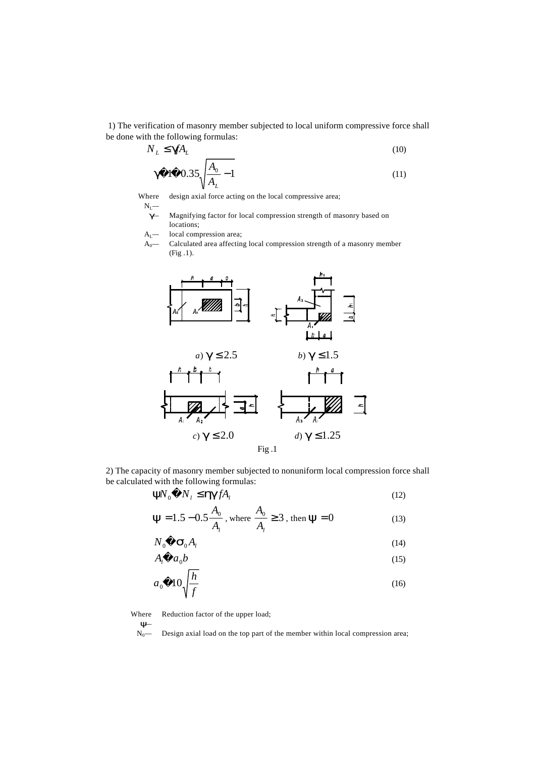1) The verification of masonry member subjected to local uniform compressive force shall be done with the following formulas:

$$N_L \le \gamma f A_L \tag{10}$$

$$\gamma = 1 + 0.35\sqrt{\frac{A_0}{A_L} - 1} \tag{11}$$

Where

$N_L$— design axial force acting on the local compressive area;

$\gamma$— Magnifying factor for local compression strength of masonry based on locations;

$A_L$— local compression area;

$A_0$— Calculated area affecting local compression strength of a masonry member (Fig .1).

*a*) $\gamma \le 2.5$ *b*) $\gamma \le 1.5$

*c*) $\gamma \le 2.0$ *d*) $\gamma \le 1.25$

Fig .1

2) The capacity of masonry member subjected to nonuniform local compression force shall be calculated with the following formulas:

$$\psi N_0 + N_l \le \eta \gamma f A_l \tag{12}$$

$$\psi = 1.5 - 0.5\frac{A_0}{A_l}\text{, where } \frac{A_0}{A_l} \ge 3\text{, then } \psi = 0 \tag{13}$$

$$N_0 = \sigma_0 A_l \tag{14}$$

$$A_l = a_0 b \tag{15}$$

$$a_0 = 10\sqrt{\frac{h}{f}} \tag{16}$$

Where

$\psi$— Reduction factor of the upper load;

$N_0$— Design axial load on the top part of the member within local compression area;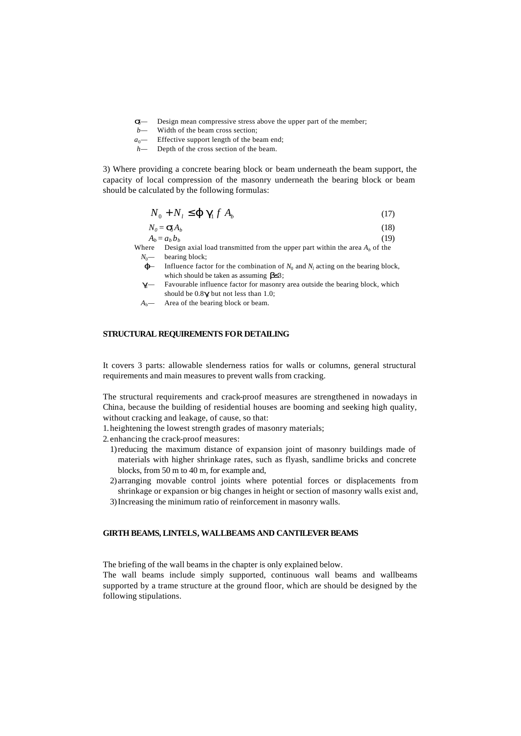$\sigma_0$— Design mean compressive stress above the upper part of the member;
$b$— Width of the beam cross section;
$a_0$— Effective support length of the beam end;
$h$— Depth of the cross section of the beam.

3) Where providing a concrete bearing block or beam underneath the beam support, the capacity of local compression of the masonry underneath the bearing block or beam should be calculated by the following formulas:

$$N_0 + N_l \leq \varphi \gamma_1 f A_b \quad (17)$$

$$N_0 = \sigma_0 A_b \quad (18)$$

$$A_b = a_b b_b \quad (19)$$

Where

$N_0$— Design axial load transmitted from the upper part within the area $A_b$ of the bearing block;

$\varphi$— Influence factor for the combination of $N_0$ and $N_l$ acting on the bearing block, which should be taken as assuming $\beta \leq 3$;

$\gamma_1$— Favourable influence factor for masonry area outside the bearing block, which should be $0.8\gamma$ but not less than 1.0;

$A_b$— Area of the bearing block or beam.

## STRUCTURAL REQUIREMENTS FOR DETAILING

It covers 3 parts: allowable slenderness ratios for walls or columns, general structural requirements and main measures to prevent walls from cracking.

The structural requirements and crack-proof measures are strengthened in nowadays in China, because the building of residential houses are booming and seeking high quality, without cracking and leakage, of cause, so that:

1. heightening the lowest strength grades of masonry materials;
2. enhancing the crack-proof measures:
   1) reducing the maximum distance of expansion joint of masonry buildings made of materials with higher shrinkage rates, such as flyash, sandlime bricks and concrete blocks, from 50 m to 40 m, for example and,
   2) arranging movable control joints where potential forces or displacements from shrinkage or expansion or big changes in height or section of masonry walls exist and,
   3) Increasing the minimum ratio of reinforcement in masonry walls.

## GIRTH BEAMS, LINTELS, WALLBEAMS AND CANTILEVER BEAMS

The briefing of the wall beams in the chapter is only explained below.
The wall beams include simply supported, continuous wall beams and wallbeams supported by a trame structure at the ground floor, which are should be designed by the following stipulations.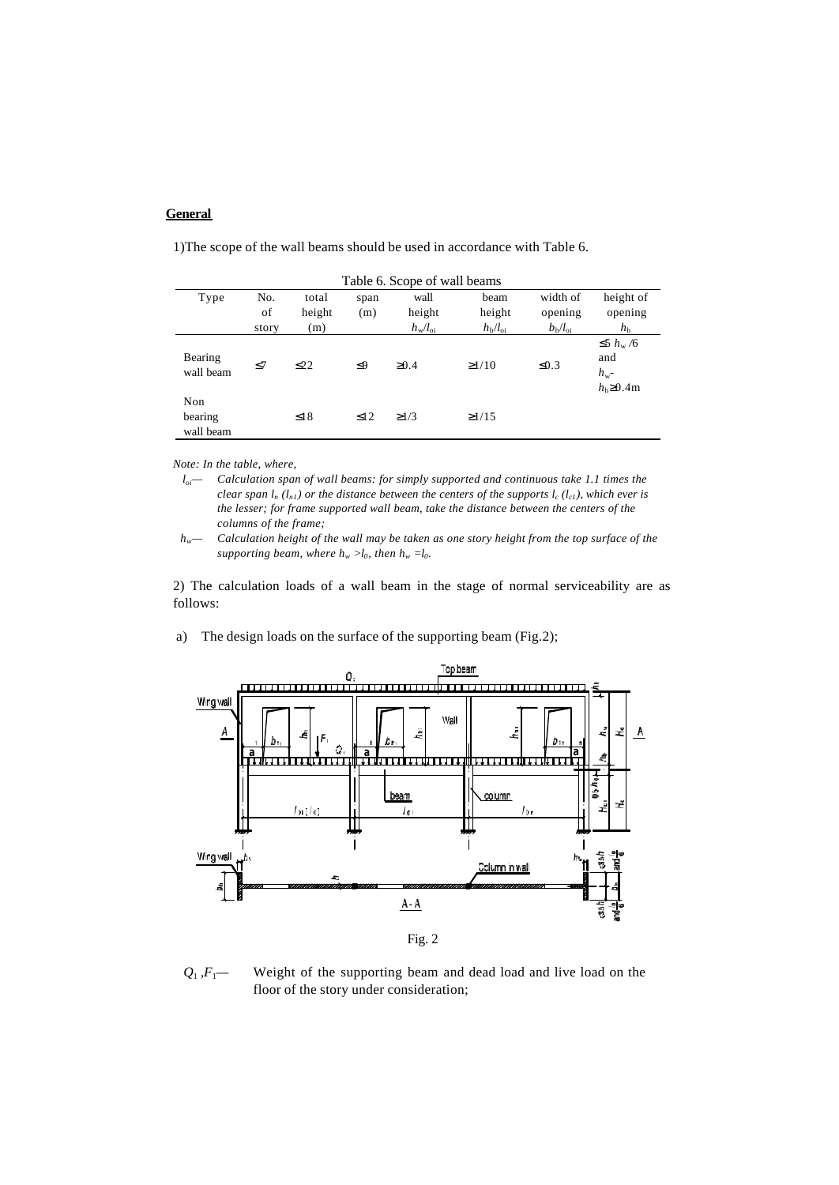**General**

1)The scope of the wall beams should be used in accordance with Table 6.

Table 6. Scope of wall beams

| Type | No. of story | total height (m) | span (m) | wall height $h_w/l_{oi}$ | beam height $h_b/l_{oi}$ | width of opening $b_h/l_{oi}$ | height of opening $h_h$ |
|---|---|---|---|---|---|---|---|
| Bearing wall beam | ≤7 | ≤22 | ≤9 | ≥0.4 | ≥1/10 | ≤0.3 | ≤5 $h_w$/6 and $h_w$-$h_h$≥0.4m |
| Non bearing wall beam | | ≤18 | ≤12 | ≥1/3 | ≥1/15 | | |

*Note: In the table, where,*

*$l_{oi}$— Calculation span of wall beams: for simply supported and continuous take 1.1 times the clear span $l_n$ ($l_{n1}$) or the distance between the centers of the supports $l_c$ ($l_{c1}$), which ever is the lesser; for frame supported wall beam, take the distance between the centers of the columns of the frame;*

*$h_w$— Calculation height of the wall may be taken as one story height from the top surface of the supporting beam, where $h_w > l_0$, then $h_w = l_0$.*

2) The calculation loads of a wall beam in the stage of normal serviceability are as follows:

a) The design loads on the surface of the supporting beam (Fig.2);

Fig. 2

$Q_1$ ,$F_1$— Weight of the supporting beam and dead load and live load on the floor of the story under consideration;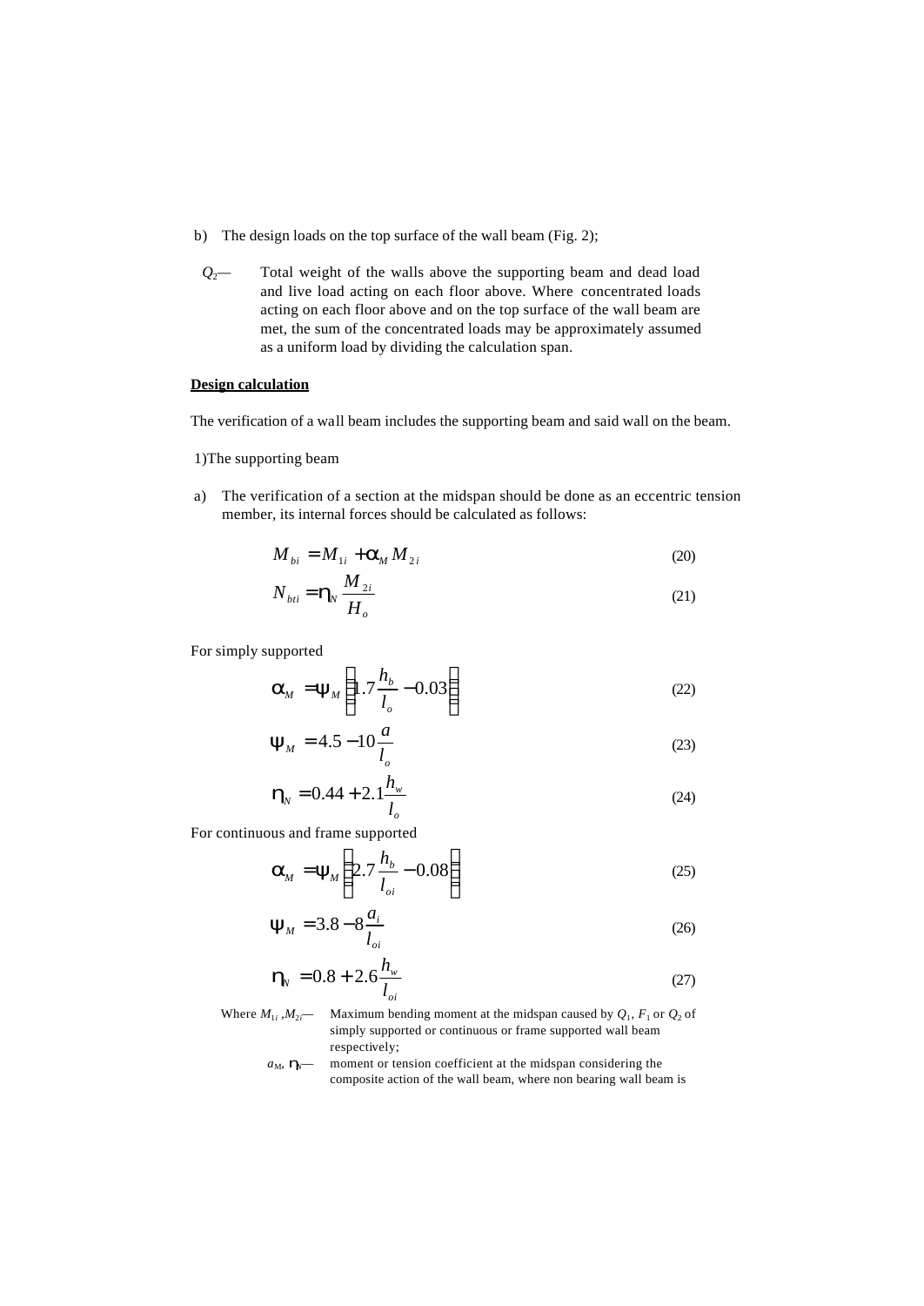b) The design loads on the top surface of the wall beam (Fig. 2);

$Q_2$— Total weight of the walls above the supporting beam and dead load and live load acting on each floor above. Where concentrated loads acting on each floor above and on the top surface of the wall beam are met, the sum of the concentrated loads may be approximately assumed as a uniform load by dividing the calculation span.

**Design calculation**

The verification of a wall beam includes the supporting beam and said wall on the beam.

1)The supporting beam

a) The verification of a section at the midspan should be done as an eccentric tension member, its internal forces should be calculated as follows:

$$M_{bi} = M_{1i} + \alpha_M M_{2i} \tag{20}$$

$$N_{bti} = \eta_N \frac{M_{2i}}{H_o} \tag{21}$$

For simply supported

$$\alpha_M = \psi_M \left(1.7\frac{h_b}{l_o} - 0.03\right) \tag{22}$$

$$\psi_M = 4.5 - 10\frac{a}{l_o} \tag{23}$$

$$\eta_N = 0.44 + 2.1\frac{h_w}{l_o} \tag{24}$$

For continuous and frame supported

$$\alpha_M = \psi_M \left(2.7\frac{h_b}{l_{oi}} - 0.08\right) \tag{25}$$

$$\psi_M = 3.8 - 8\frac{a_i}{l_{oi}} \tag{26}$$

$$\eta_N = 0.8 + 2.6\frac{h_w}{l_{oi}} \tag{27}$$

Where $M_{1i}$ ,$M_{2i}$— Maximum bending moment at the midspan caused by $Q_1$, $F_1$ or $Q_2$ of simply supported or continuous or frame supported wall beam respectively;

$a_M$, $\eta_N$— moment or tension coefficient at the midspan considering the composite action of the wall beam, where non bearing wall beam is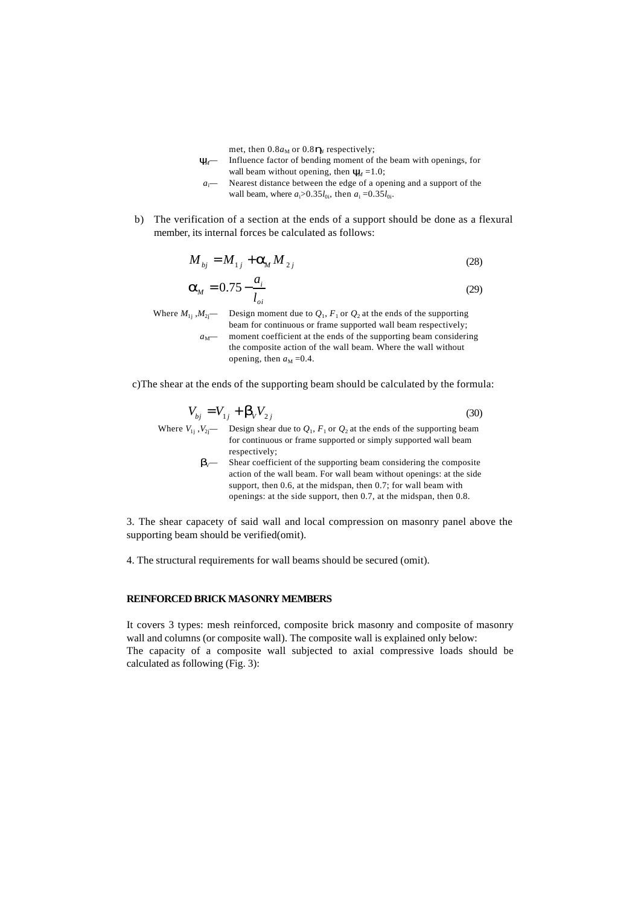met, then $0.8a_M$ or $0.8\eta_N$ respectively;

$\psi_M$— Influence factor of bending moment of the beam with openings, for wall beam without opening, then $\psi_M = 1.0$;

$a_i$— Nearest distance between the edge of a opening and a support of the wall beam, where $a_i > 0.35 l_{0i}$, then $a_i = 0.35 l_{0i}$.

b) The verification of a section at the ends of a support should be done as a flexural member, its internal forces be calculated as follows:

$$M_{bj} = M_{1j} + \alpha_M M_{2j} \tag{28}$$

$$\alpha_M = 0.75 - \frac{a_i}{l_{oi}} \tag{29}$$

Where $M_{1j}$, $M_{2j}$— Design moment due to $Q_1$, $F_1$ or $Q_2$ at the ends of the supporting beam for continuous or frame supported wall beam respectively;

$a_M$— moment coefficient at the ends of the supporting beam considering the composite action of the wall beam. Where the wall without opening, then $a_M = 0.4$.

c) The shear at the ends of the supporting beam should be calculated by the formula:

$$V_{bj} = V_{1j} + \beta_V V_{2j} \tag{30}$$

Where $V_{1j}$, $V_{2j}$— Design shear due to $Q_1$, $F_1$ or $Q_2$ at the ends of the supporting beam for continuous or frame supported or simply supported wall beam respectively;

$\beta_V$— Shear coefficient of the supporting beam considering the composite action of the wall beam. For wall beam without openings: at the side support, then 0.6, at the midspan, then 0.7; for wall beam with openings: at the side support, then 0.7, at the midspan, then 0.8.

3. The shear capacety of said wall and local compression on masonry panel above the supporting beam should be verified(omit).

4. The structural requirements for wall beams should be secured (omit).

## REINFORCED BRICK MASONRY MEMBERS

It covers 3 types: mesh reinforced, composite brick masonry and composite of masonry wall and columns (or composite wall). The composite wall is explained only below:
The capacity of a composite wall subjected to axial compressive loads should be calculated as following (Fig. 3):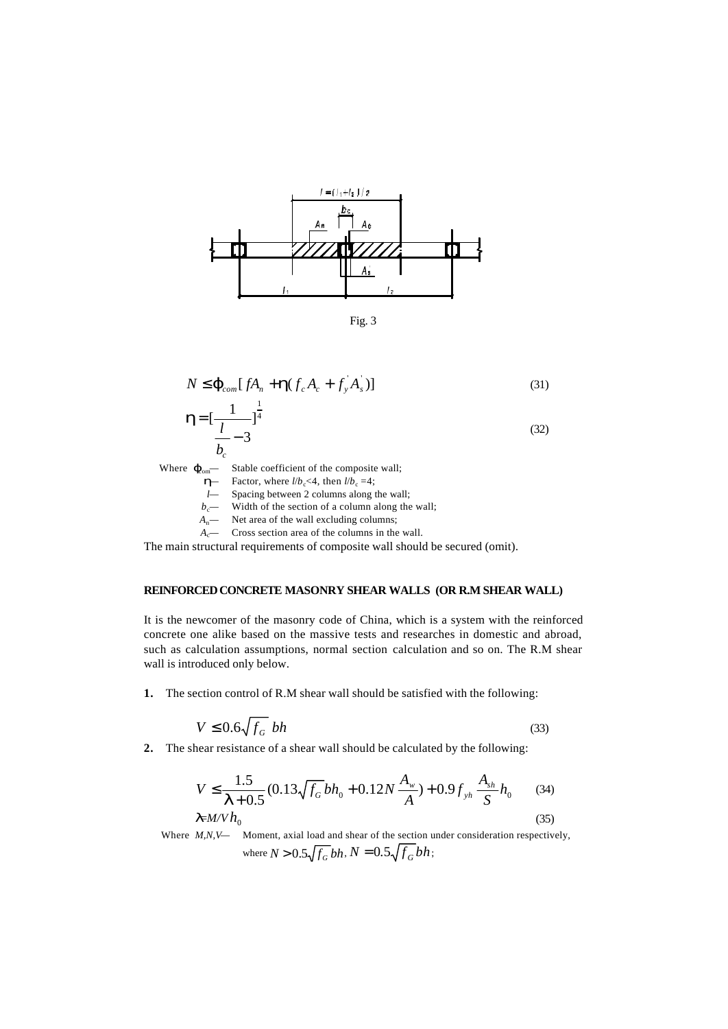Fig. 3

$$N \le \varphi_{com}[fA_n + \eta(f_c A_c + f_y^{'} A_s^{'})] \tag{31}$$

$$\eta = [\frac{1}{\frac{l}{b_c} - 3}]^{\frac{1}{4}} \tag{32}$$

Where $\varphi_{com}$— Stable coefficient of the composite wall;
$\eta$— Factor, where $l/b_c$<4, then $l/b_c$ =4;
$l$— Spacing between 2 columns along the wall;
$b_c$— Width of the section of a column along the wall;
$A_n$— Net area of the wall excluding columns;
$A_c$— Cross section area of the columns in the wall.

The main structural requirements of composite wall should be secured (omit).

## REINFORCED CONCRETE MASONRY SHEAR WALLS (OR R.M SHEAR WALL)

It is the newcomer of the masonry code of China, which is a system with the reinforced concrete one alike based on the massive tests and researches in domestic and abroad, such as calculation assumptions, normal section calculation and so on. The R.M shear wall is introduced only below.

**1.** The section control of R.M shear wall should be satisfied with the following:

$$V \le 0.6\sqrt{f_G}\ bh \tag{33}$$

**2.** The shear resistance of a shear wall should be calculated by the following:

$$V \le \frac{1.5}{\lambda + 0.5}(0.13\sqrt{f_G} bh_0 + 0.12N\frac{A_w}{A}) + 0.9 f_{yh}\frac{A_{sh}}{S}h_0 \tag{34}$$

$$\lambda = M/V h_0 \tag{35}$$

Where $M,N,V$— Moment, axial load and shear of the section under consideration respectively, where $N > 0.5\sqrt{f_G}bh$, $N = 0.5\sqrt{f_G}bh$;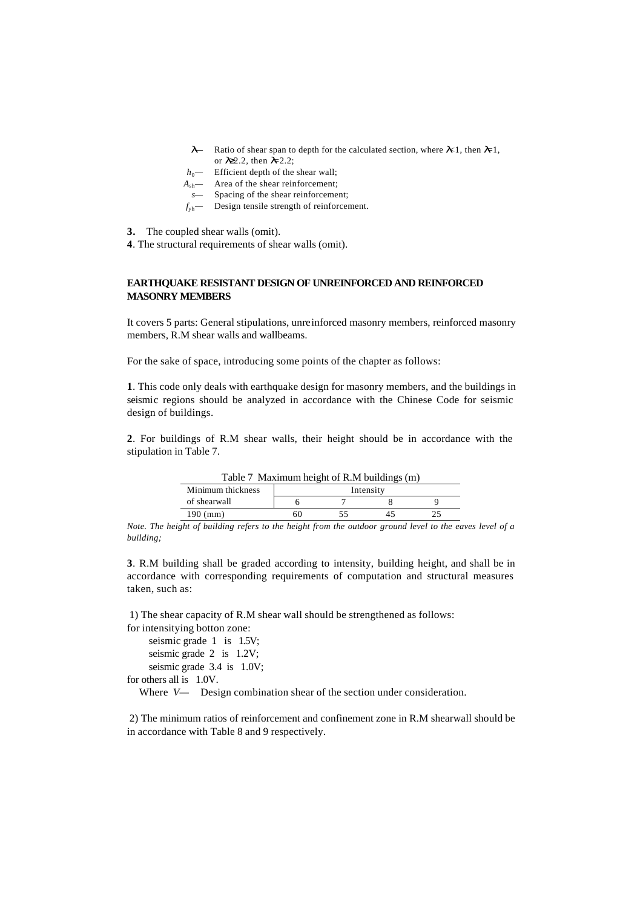$\lambda$— Ratio of shear span to depth for the calculated section, where $\lambda$<1, then $\lambda$=1, or $\lambda \geq 2.2$, then $\lambda$=2.2;

$h_0$— Efficient depth of the shear wall;

$A_{sh}$— Area of the shear reinforcement;

$s$— Spacing of the shear reinforcement;

$f_{yh}$— Design tensile strength of reinforcement.

**3.** The coupled shear walls (omit).

**4**. The structural requirements of shear walls (omit).

## EARTHQUAKE RESISTANT DESIGN OF UNREINFORCED AND REINFORCED MASONRY MEMBERS

It covers 5 parts: General stipulations, unreinforced masonry members, reinforced masonry members, R.M shear walls and wallbeams.

For the sake of space, introducing some points of the chapter as follows:

**1**. This code only deals with earthquake design for masonry members, and the buildings in seismic regions should be analyzed in accordance with the Chinese Code for seismic design of buildings.

**2**. For buildings of R.M shear walls, their height should be in accordance with the stipulation in Table 7.

Table 7 Maximum height of R.M buildings (m)

| Minimum thickness of shearwall | Intensity | | | |
|---|---|---|---|---|
| | 6 | 7 | 8 | 9 |
| 190 (mm) | 60 | 55 | 45 | 25 |

*Note. The height of building refers to the height from the outdoor ground level to the eaves level of a building;*

**3**. R.M building shall be graded according to intensity, building height, and shall be in accordance with corresponding requirements of computation and structural measures taken, such as:

1) The shear capacity of R.M shear wall should be strengthened as follows:

for intensitying botton zone:

seismic grade 1 is 1.5V;

seismic grade 2 is 1.2V;

seismic grade 3.4 is 1.0V;

for others all is 1.0V.

Where $V$— Design combination shear of the section under consideration.

2) The minimum ratios of reinforcement and confinement zone in R.M shearwall should be in accordance with Table 8 and 9 respectively.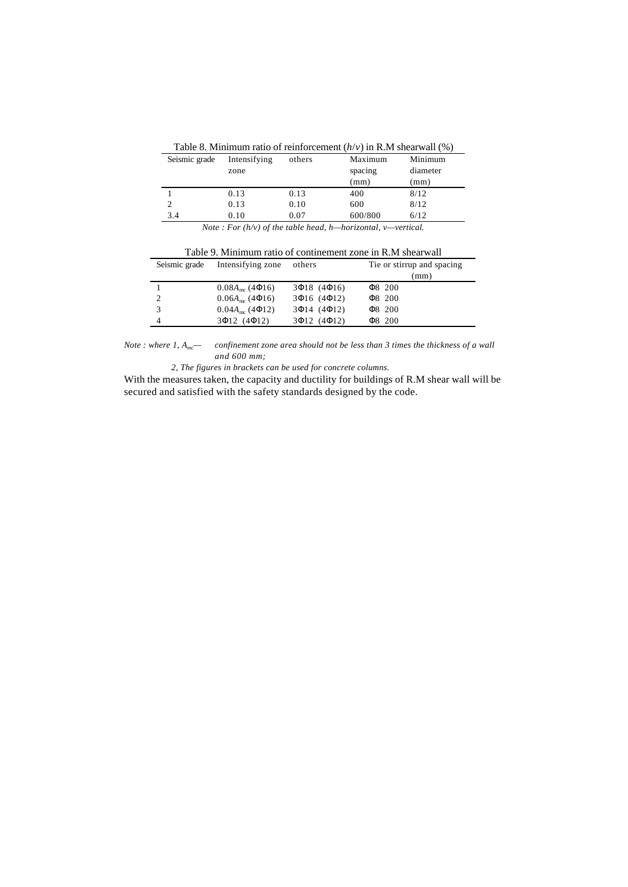Table 8. Minimum ratio of reinforcement ($h/v$) in R.M shearwall (%)

| Seismic grade | Intensifying zone | others | Maximum spacing (mm) | Minimum diameter (mm) |
|---|---|---|---|---|
| 1 | 0.13 | 0.13 | 400 | 8/12 |
| 2 | 0.13 | 0.10 | 600 | 8/12 |
| 3.4 | 0.10 | 0.07 | 600/800 | 6/12 |

*Note : For (h/v) of the table head, h—horizontal, v—vertical.*

Table 9. Minimum ratio of continement zone in R.M shearwall

| Seismic grade | Intensifying zone | others | Tie or stirrup and spacing (mm) |
|---|---|---|---|
| 1 | $0.08A_{mc}$ (4Φ16) | 3Φ18 (4Φ16) | Φ8 200 |
| 2 | $0.06A_{mc}$ (4Φ16) | 3Φ16 (4Φ12) | Φ8 200 |
| 3 | $0.04A_{mc}$ (4Φ12) | 3Φ14 (4Φ12) | Φ8 200 |
| 4 | 3Φ12 (4Φ12) | 3Φ12 (4Φ12) | Φ8 200 |

*Note : where 1, $A_{mc}$— confinement zone area should not be less than 3 times the thickness of a wall and 600 mm;*

*2, The figures in brackets can be used for concrete columns.*

With the measures taken, the capacity and ductility for buildings of R.M shear wall will be secured and satisfied with the safety standards designed by the code.